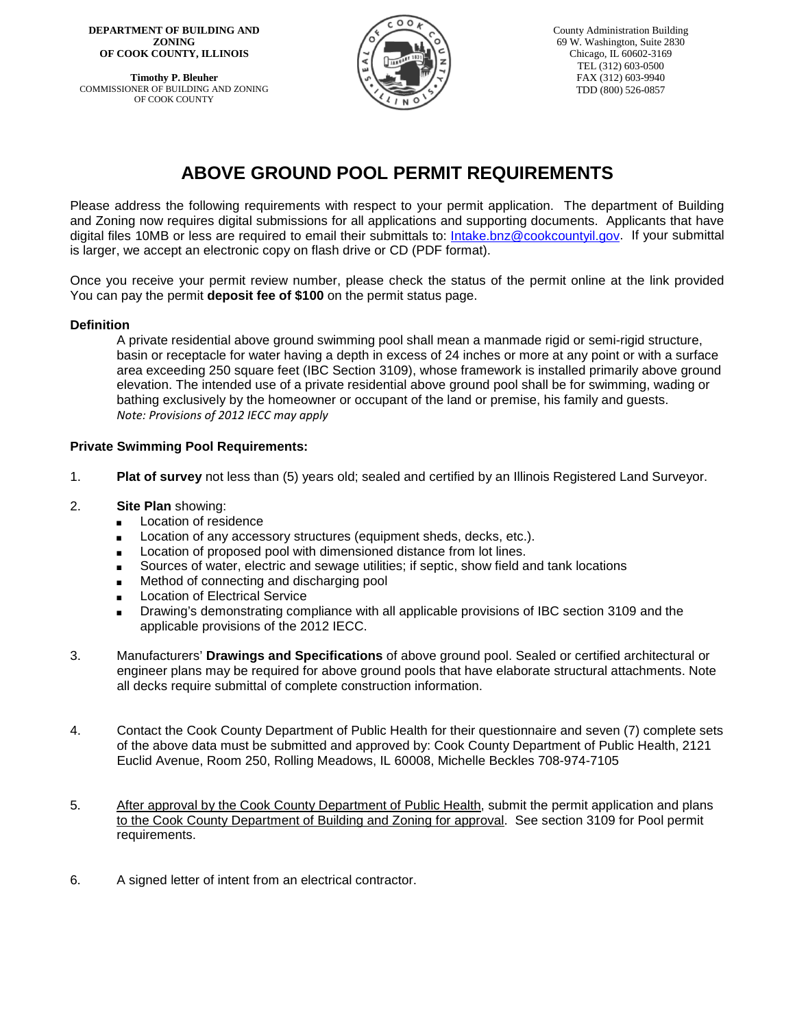**DEPARTMENT OF BUILDING AND ZONING OF COOK COUNTY, ILLINOIS**

**Timothy P. Bleuher**
COMMISSIONER OF BUILDING AND ZONING OF COOK COUNTY

County Administration Building
69 W. Washington, Suite 2830
Chicago, IL 60602-3169
TEL (312) 603-0500
FAX (312) 603-9940
TDD (800) 526-0857

# ABOVE GROUND POOL PERMIT REQUIREMENTS

Please address the following requirements with respect to your permit application. The department of Building and Zoning now requires digital submissions for all applications and supporting documents. Applicants that have digital files 10MB or less are required to email their submittals to: Intake.bnz@cookcountyil.gov. If your submittal is larger, we accept an electronic copy on flash drive or CD (PDF format).

Once you receive your permit review number, please check the status of the permit online at the link provided You can pay the permit **deposit fee of $100** on the permit status page.

**Definition**

A private residential above ground swimming pool shall mean a manmade rigid or semi-rigid structure, basin or receptacle for water having a depth in excess of 24 inches or more at any point or with a surface area exceeding 250 square feet (IBC Section 3109), whose framework is installed primarily above ground elevation. The intended use of a private residential above ground pool shall be for swimming, wading or bathing exclusively by the homeowner or occupant of the land or premise, his family and guests.
*Note: Provisions of 2012 IECC may apply*

**Private Swimming Pool Requirements:**

1. **Plat of survey** not less than (5) years old; sealed and certified by an Illinois Registered Land Surveyor.

2. **Site Plan** showing:
   - Location of residence
   - Location of any accessory structures (equipment sheds, decks, etc.).
   - Location of proposed pool with dimensioned distance from lot lines.
   - Sources of water, electric and sewage utilities; if septic, show field and tank locations
   - Method of connecting and discharging pool
   - Location of Electrical Service
   - Drawing's demonstrating compliance with all applicable provisions of IBC section 3109 and the applicable provisions of the 2012 IECC.

3. Manufacturers' **Drawings and Specifications** of above ground pool. Sealed or certified architectural or engineer plans may be required for above ground pools that have elaborate structural attachments. Note all decks require submittal of complete construction information.

4. Contact the Cook County Department of Public Health for their questionnaire and seven (7) complete sets of the above data must be submitted and approved by: Cook County Department of Public Health, 2121 Euclid Avenue, Room 250, Rolling Meadows, IL 60008, Michelle Beckles 708-974-7105

5. After approval by the Cook County Department of Public Health, submit the permit application and plans to the Cook County Department of Building and Zoning for approval. See section 3109 for Pool permit requirements.

6. A signed letter of intent from an electrical contractor.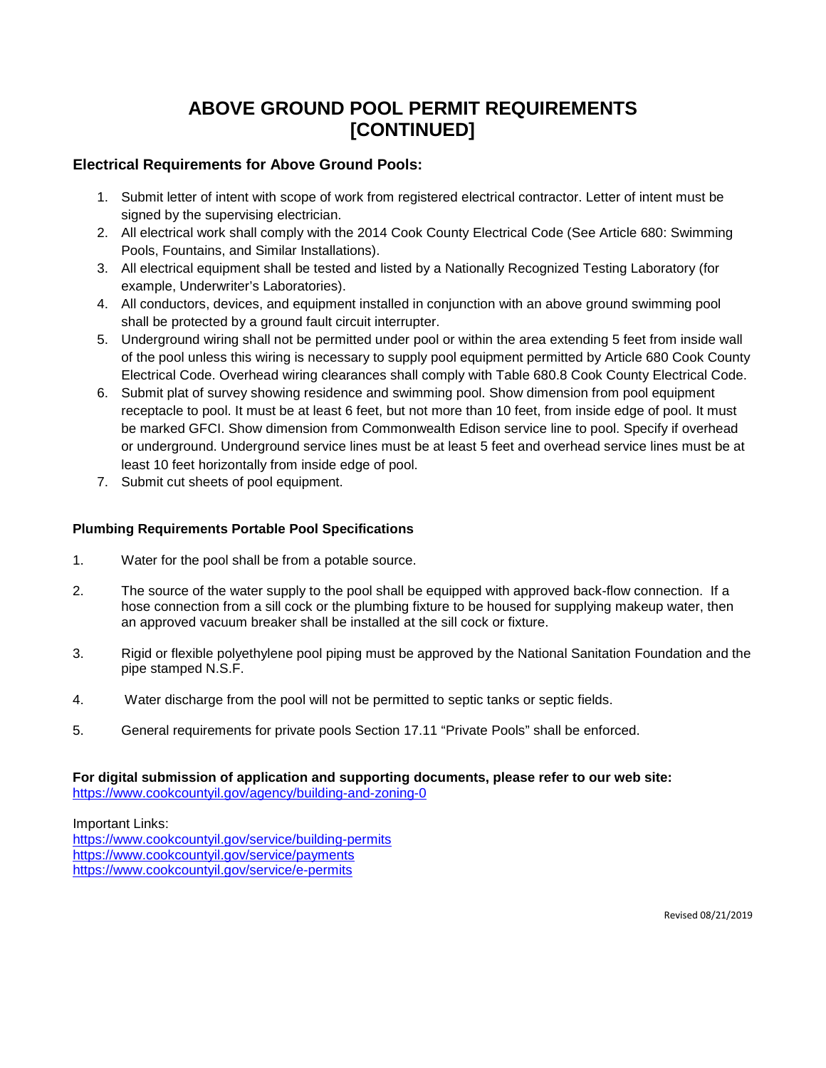# ABOVE GROUND POOL PERMIT REQUIREMENTS [CONTINUED]

### Electrical Requirements for Above Ground Pools:

1. Submit letter of intent with scope of work from registered electrical contractor. Letter of intent must be signed by the supervising electrician.
2. All electrical work shall comply with the 2014 Cook County Electrical Code (See Article 680: Swimming Pools, Fountains, and Similar Installations).
3. All electrical equipment shall be tested and listed by a Nationally Recognized Testing Laboratory (for example, Underwriter's Laboratories).
4. All conductors, devices, and equipment installed in conjunction with an above ground swimming pool shall be protected by a ground fault circuit interrupter.
5. Underground wiring shall not be permitted under pool or within the area extending 5 feet from inside wall of the pool unless this wiring is necessary to supply pool equipment permitted by Article 680 Cook County Electrical Code. Overhead wiring clearances shall comply with Table 680.8 Cook County Electrical Code.
6. Submit plat of survey showing residence and swimming pool. Show dimension from pool equipment receptacle to pool. It must be at least 6 feet, but not more than 10 feet, from inside edge of pool. It must be marked GFCI. Show dimension from Commonwealth Edison service line to pool. Specify if overhead or underground. Underground service lines must be at least 5 feet and overhead service lines must be at least 10 feet horizontally from inside edge of pool.
7. Submit cut sheets of pool equipment.

**Plumbing Requirements Portable Pool Specifications**

1. Water for the pool shall be from a potable source.

2. The source of the water supply to the pool shall be equipped with approved back-flow connection. If a hose connection from a sill cock or the plumbing fixture to be housed for supplying makeup water, then an approved vacuum breaker shall be installed at the sill cock or fixture.

3. Rigid or flexible polyethylene pool piping must be approved by the National Sanitation Foundation and the pipe stamped N.S.F.

4. Water discharge from the pool will not be permitted to septic tanks or septic fields.

5. General requirements for private pools Section 17.11 "Private Pools" shall be enforced.

**For digital submission of application and supporting documents, please refer to our web site:**
https://www.cookcountyil.gov/agency/building-and-zoning-0

Important Links:
https://www.cookcountyil.gov/service/building-permits
https://www.cookcountyil.gov/service/payments
https://www.cookcountyil.gov/service/e-permits

Revised 08/21/2019